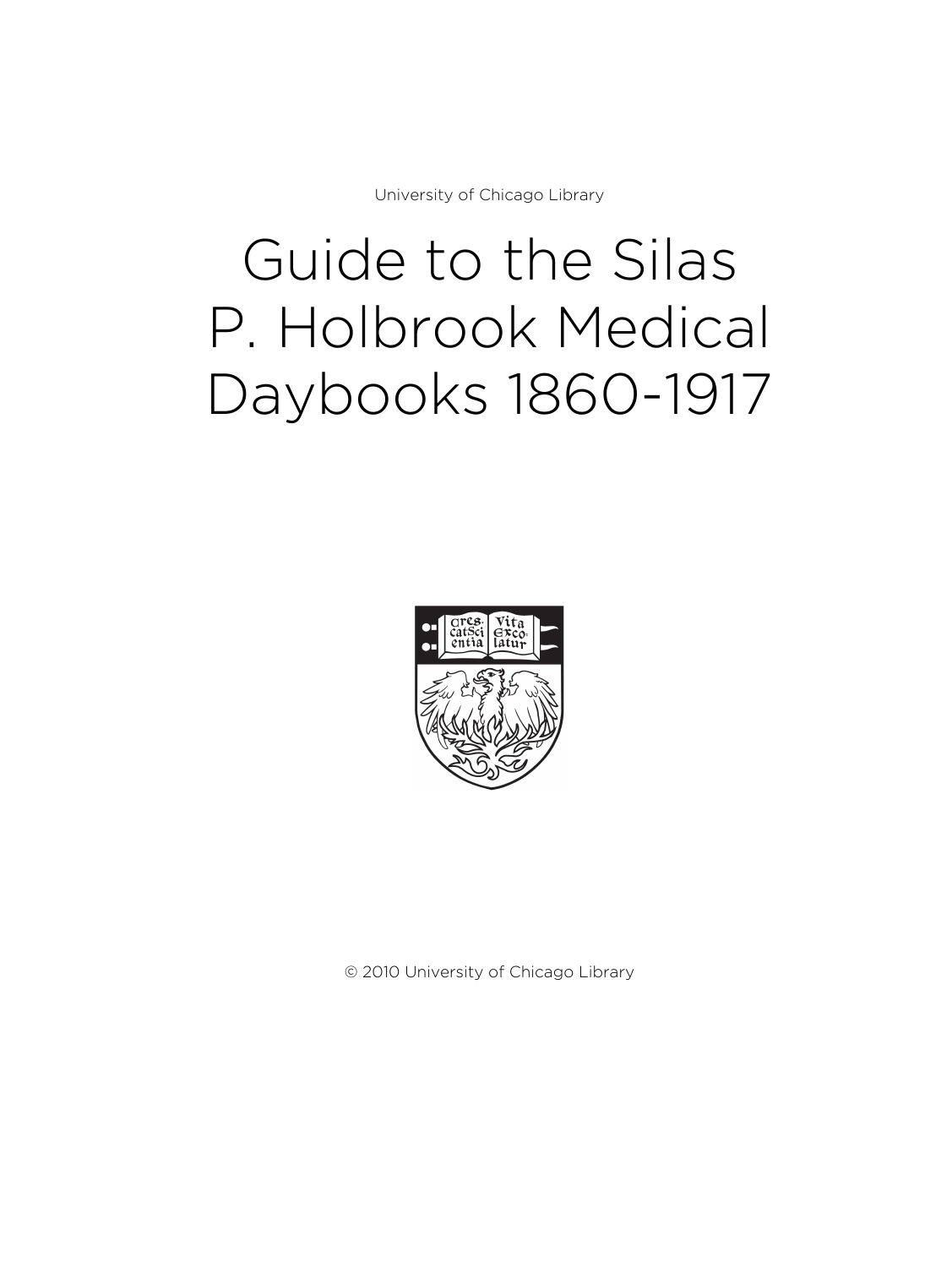University of Chicago Library

# Guide to the Silas P. Holbrook Medical Daybooks 1860-1917

© 2010 University of Chicago Library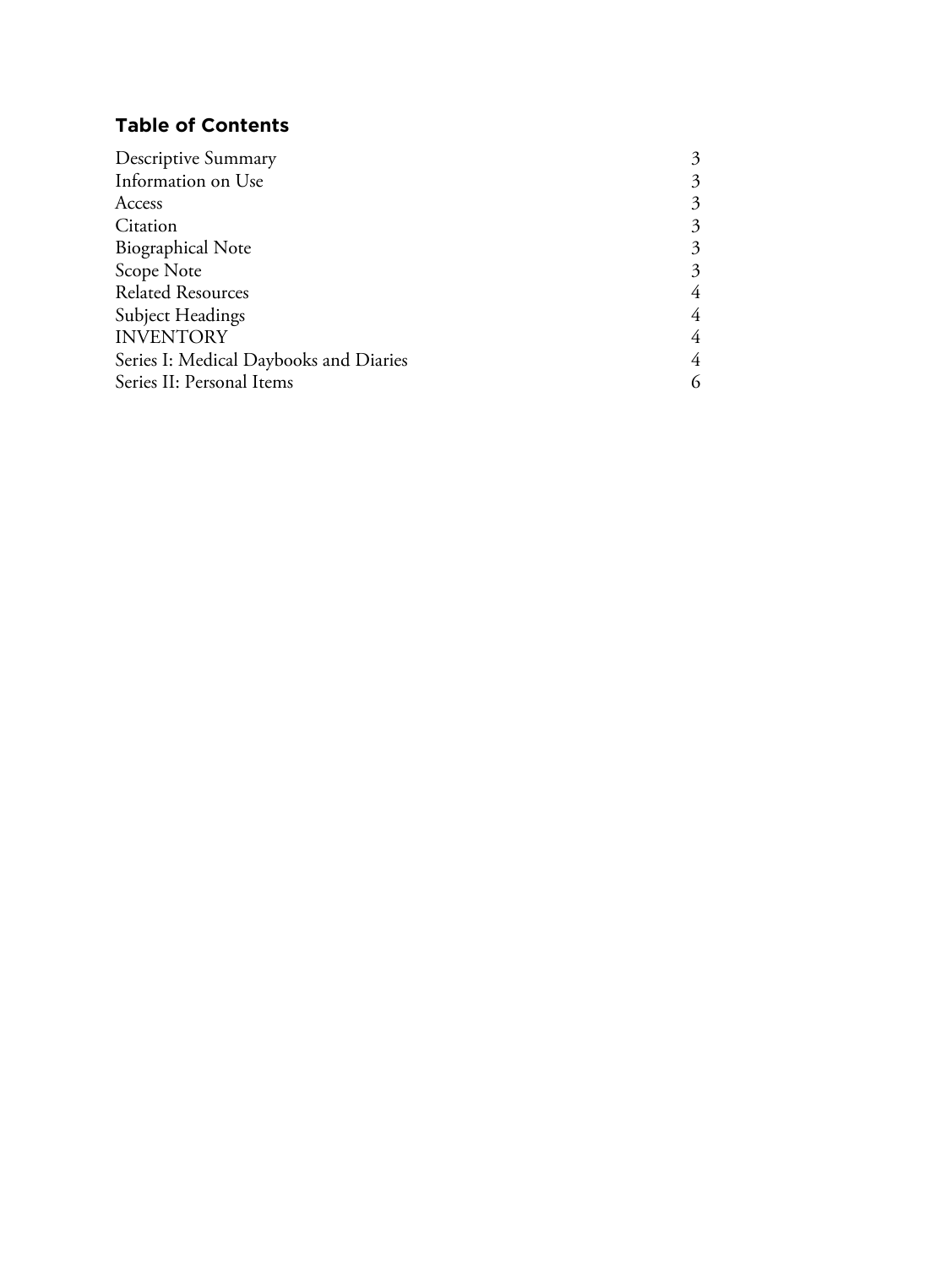## Table of Contents

| | |
|---|---|
| Descriptive Summary | 3 |
| Information on Use | 3 |
| Access | 3 |
| Citation | 3 |
| Biographical Note | 3 |
| Scope Note | 3 |
| Related Resources | 4 |
| Subject Headings | 4 |
| INVENTORY | 4 |
| Series I: Medical Daybooks and Diaries | 4 |
| Series II: Personal Items | 6 |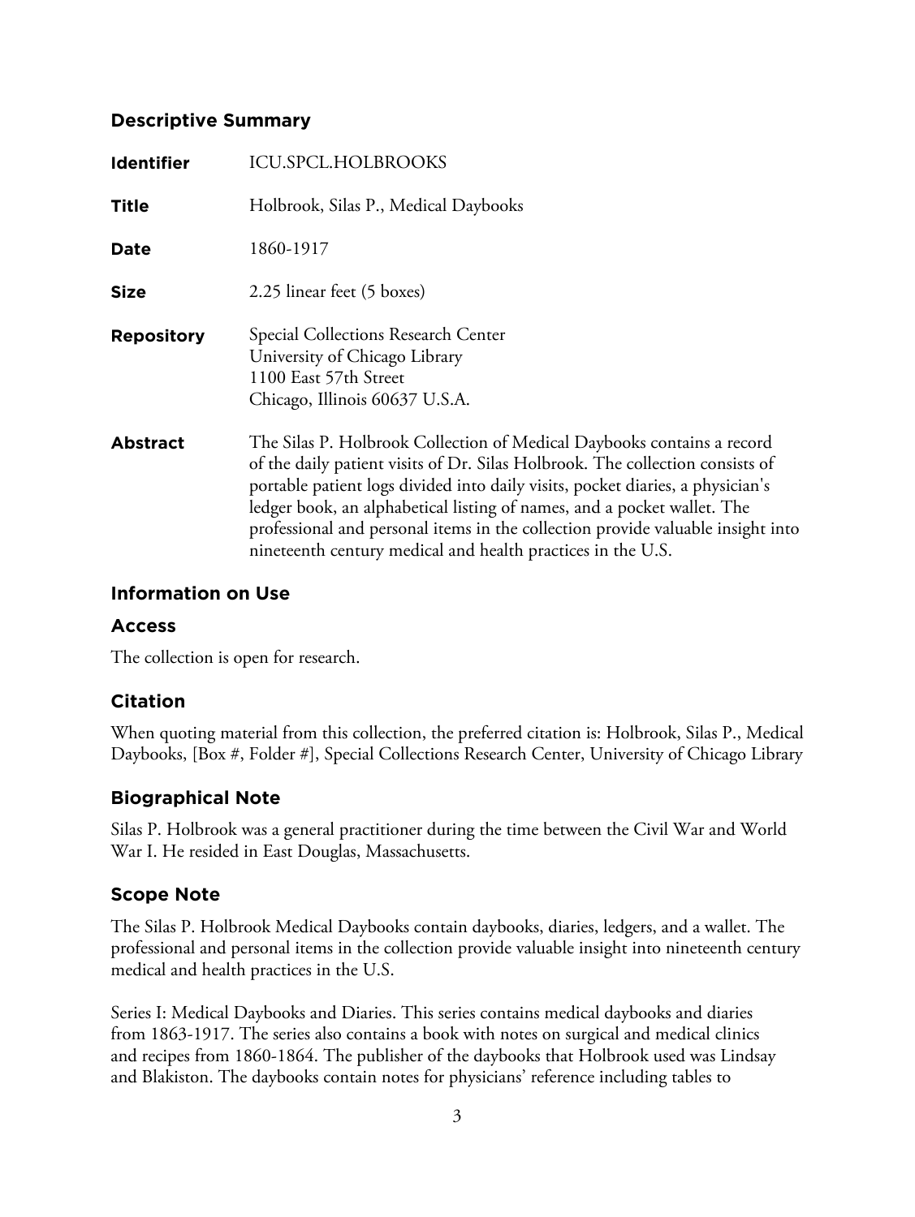## Descriptive Summary

| | |
|---|---|
| **Identifier** | ICU.SPCL.HOLBROOKS |
| **Title** | Holbrook, Silas P., Medical Daybooks |
| **Date** | 1860-1917 |
| **Size** | 2.25 linear feet (5 boxes) |
| **Repository** | Special Collections Research Center<br>University of Chicago Library<br>1100 East 57th Street<br>Chicago, Illinois 60637 U.S.A. |
| **Abstract** | The Silas P. Holbrook Collection of Medical Daybooks contains a record of the daily patient visits of Dr. Silas Holbrook. The collection consists of portable patient logs divided into daily visits, pocket diaries, a physician's ledger book, an alphabetical listing of names, and a pocket wallet. The professional and personal items in the collection provide valuable insight into nineteenth century medical and health practices in the U.S. |

## Information on Use

### Access

The collection is open for research.

### Citation

When quoting material from this collection, the preferred citation is: Holbrook, Silas P., Medical Daybooks, [Box #, Folder #], Special Collections Research Center, University of Chicago Library

## Biographical Note

Silas P. Holbrook was a general practitioner during the time between the Civil War and World War I. He resided in East Douglas, Massachusetts.

## Scope Note

The Silas P. Holbrook Medical Daybooks contain daybooks, diaries, ledgers, and a wallet. The professional and personal items in the collection provide valuable insight into nineteenth century medical and health practices in the U.S.

Series I: Medical Daybooks and Diaries. This series contains medical daybooks and diaries from 1863-1917. The series also contains a book with notes on surgical and medical clinics and recipes from 1860-1864. The publisher of the daybooks that Holbrook used was Lindsay and Blakiston. The daybooks contain notes for physicians' reference including tables to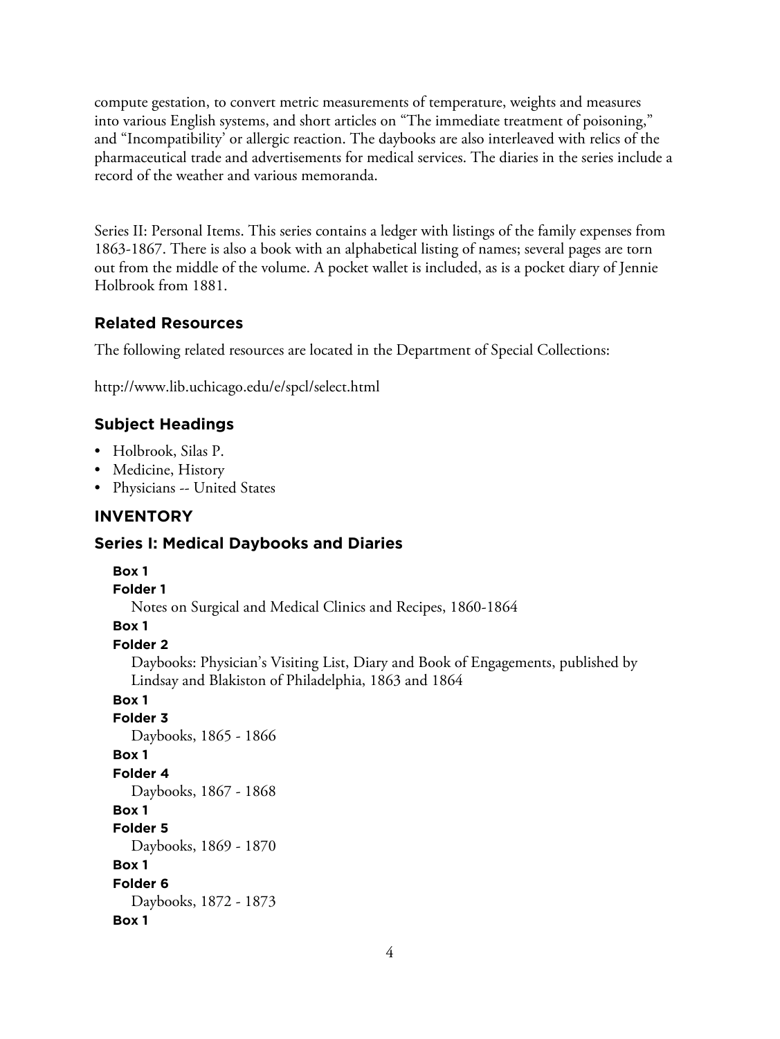compute gestation, to convert metric measurements of temperature, weights and measures into various English systems, and short articles on "The immediate treatment of poisoning," and "Incompatibility' or allergic reaction. The daybooks are also interleaved with relics of the pharmaceutical trade and advertisements for medical services. The diaries in the series include a record of the weather and various memoranda.

Series II: Personal Items. This series contains a ledger with listings of the family expenses from 1863-1867. There is also a book with an alphabetical listing of names; several pages are torn out from the middle of the volume. A pocket wallet is included, as is a pocket diary of Jennie Holbrook from 1881.

## Related Resources

The following related resources are located in the Department of Special Collections:

http://www.lib.uchicago.edu/e/spcl/select.html

## Subject Headings

- Holbrook, Silas P.
- Medicine, History
- Physicians -- United States

# INVENTORY

## Series I: Medical Daybooks and Diaries

**Box 1**
**Folder 1**
Notes on Surgical and Medical Clinics and Recipes, 1860-1864

**Box 1**
**Folder 2**
Daybooks: Physician's Visiting List, Diary and Book of Engagements, published by Lindsay and Blakiston of Philadelphia, 1863 and 1864

**Box 1**
**Folder 3**
Daybooks, 1865 - 1866

**Box 1**
**Folder 4**
Daybooks, 1867 - 1868

**Box 1**
**Folder 5**
Daybooks, 1869 - 1870

**Box 1**
**Folder 6**
Daybooks, 1872 - 1873

**Box 1**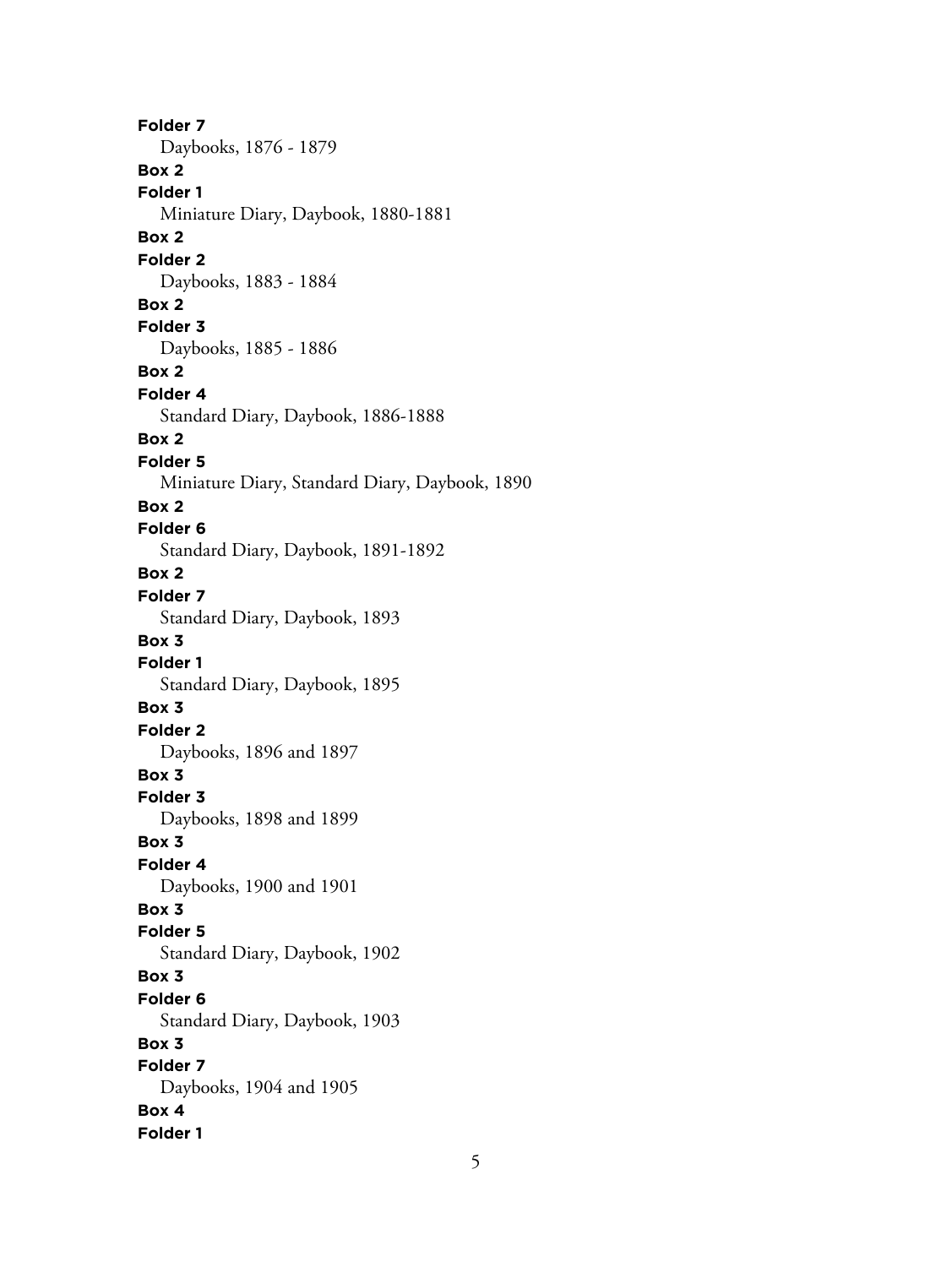**Folder 7**
Daybooks, 1876 - 1879

**Box 2**
**Folder 1**
Miniature Diary, Daybook, 1880-1881

**Box 2**
**Folder 2**
Daybooks, 1883 - 1884

**Box 2**
**Folder 3**
Daybooks, 1885 - 1886

**Box 2**
**Folder 4**
Standard Diary, Daybook, 1886-1888

**Box 2**
**Folder 5**
Miniature Diary, Standard Diary, Daybook, 1890

**Box 2**
**Folder 6**
Standard Diary, Daybook, 1891-1892

**Box 2**
**Folder 7**
Standard Diary, Daybook, 1893

**Box 3**
**Folder 1**
Standard Diary, Daybook, 1895

**Box 3**
**Folder 2**
Daybooks, 1896 and 1897

**Box 3**
**Folder 3**
Daybooks, 1898 and 1899

**Box 3**
**Folder 4**
Daybooks, 1900 and 1901

**Box 3**
**Folder 5**
Standard Diary, Daybook, 1902

**Box 3**
**Folder 6**
Standard Diary, Daybook, 1903

**Box 3**
**Folder 7**
Daybooks, 1904 and 1905

**Box 4**
**Folder 1**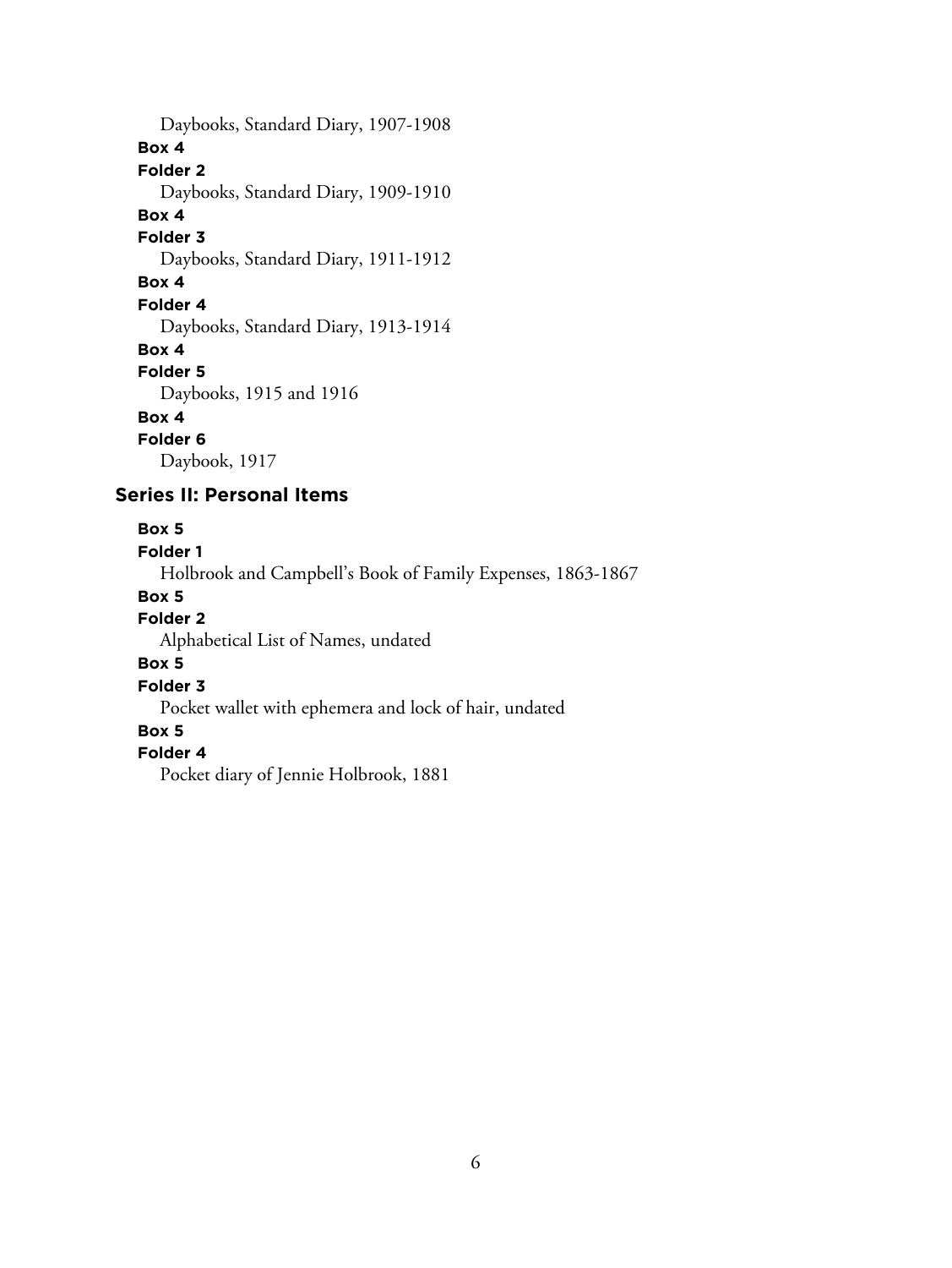Daybooks, Standard Diary, 1907-1908

**Box 4**

**Folder 2**

Daybooks, Standard Diary, 1909-1910

**Box 4**

**Folder 3**

Daybooks, Standard Diary, 1911-1912

**Box 4**

**Folder 4**

Daybooks, Standard Diary, 1913-1914

**Box 4**

**Folder 5**

Daybooks, 1915 and 1916

**Box 4**

**Folder 6**

Daybook, 1917

## Series II: Personal Items

**Box 5**

**Folder 1**

Holbrook and Campbell's Book of Family Expenses, 1863-1867

**Box 5**

**Folder 2**

Alphabetical List of Names, undated

**Box 5**

**Folder 3**

Pocket wallet with ephemera and lock of hair, undated

**Box 5**

**Folder 4**

Pocket diary of Jennie Holbrook, 1881